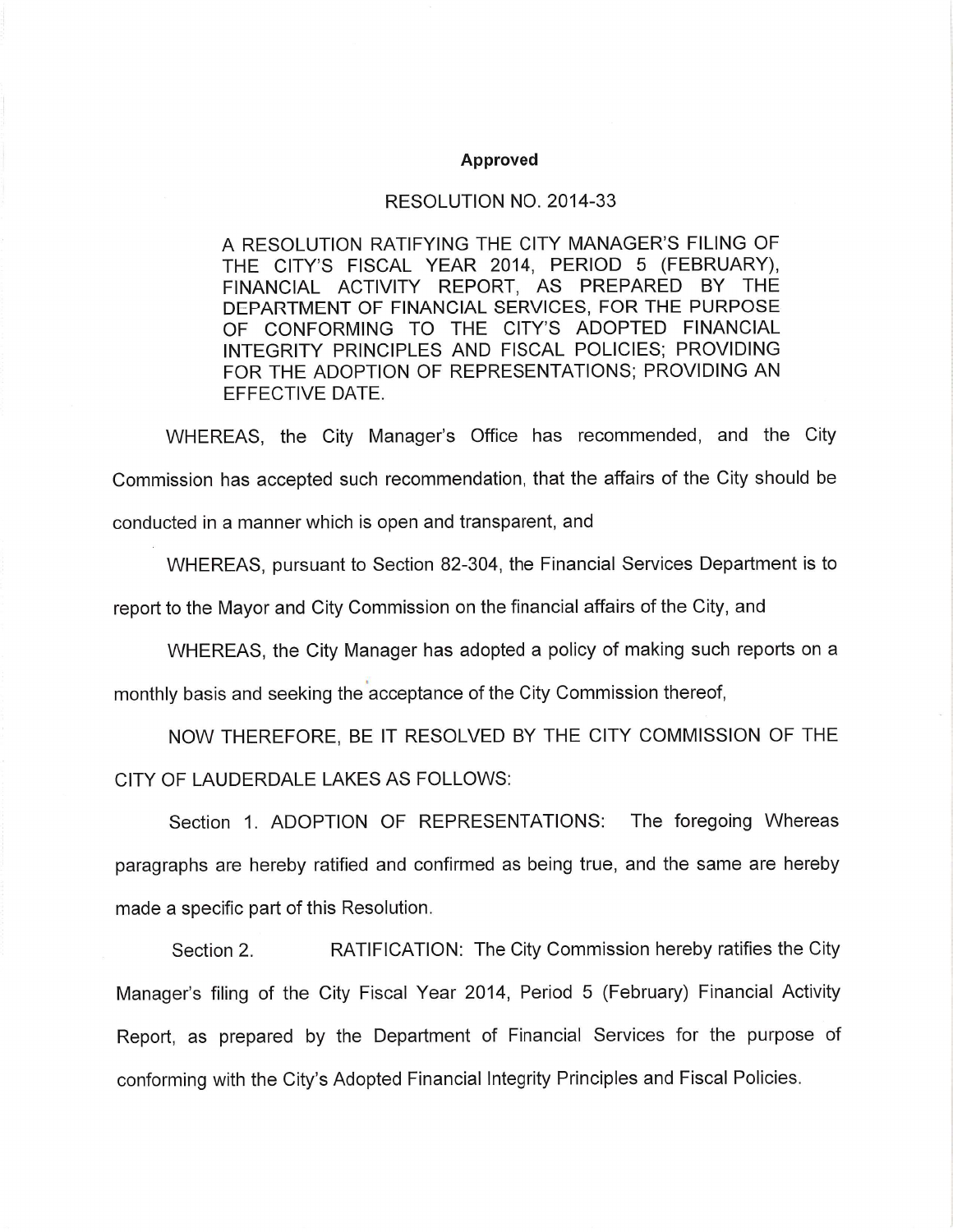**Approved**

RESOLUTION NO. 2014-33

A RESOLUTION RATIFYING THE CITY MANAGER'S FILING OF THE CITY'S FISCAL YEAR 2014, PERIOD 5 (FEBRUARY), FINANCIAL ACTIVITY REPORT, AS PREPARED BY THE DEPARTMENT OF FINANCIAL SERVICES, FOR THE PURPOSE OF CONFORMING TO THE CITY'S ADOPTED FINANCIAL INTEGRITY PRINCIPLES AND FISCAL POLICIES; PROVIDING FOR THE ADOPTION OF REPRESENTATIONS; PROVIDING AN EFFECTIVE DATE.

WHEREAS, the City Manager's Office has recommended, and the City Commission has accepted such recommendation, that the affairs of the City should be conducted in a manner which is open and transparent, and

WHEREAS, pursuant to Section 82-304, the Financial Services Department is to report to the Mayor and City Commission on the financial affairs of the City, and

WHEREAS, the City Manager has adopted a policy of making such reports on a monthly basis and seeking the acceptance of the City Commission thereof,

NOW THEREFORE, BE IT RESOLVED BY THE CITY COMMISSION OF THE CITY OF LAUDERDALE LAKES AS FOLLOWS:

Section 1. ADOPTION OF REPRESENTATIONS: The foregoing Whereas paragraphs are hereby ratified and confirmed as being true, and the same are hereby made a specific part of this Resolution.

Section 2. RATIFICATION: The City Commission hereby ratifies the City Manager's filing of the City Fiscal Year 2014, Period 5 (February) Financial Activity Report, as prepared by the Department of Financial Services for the purpose of conforming with the City's Adopted Financial Integrity Principles and Fiscal Policies.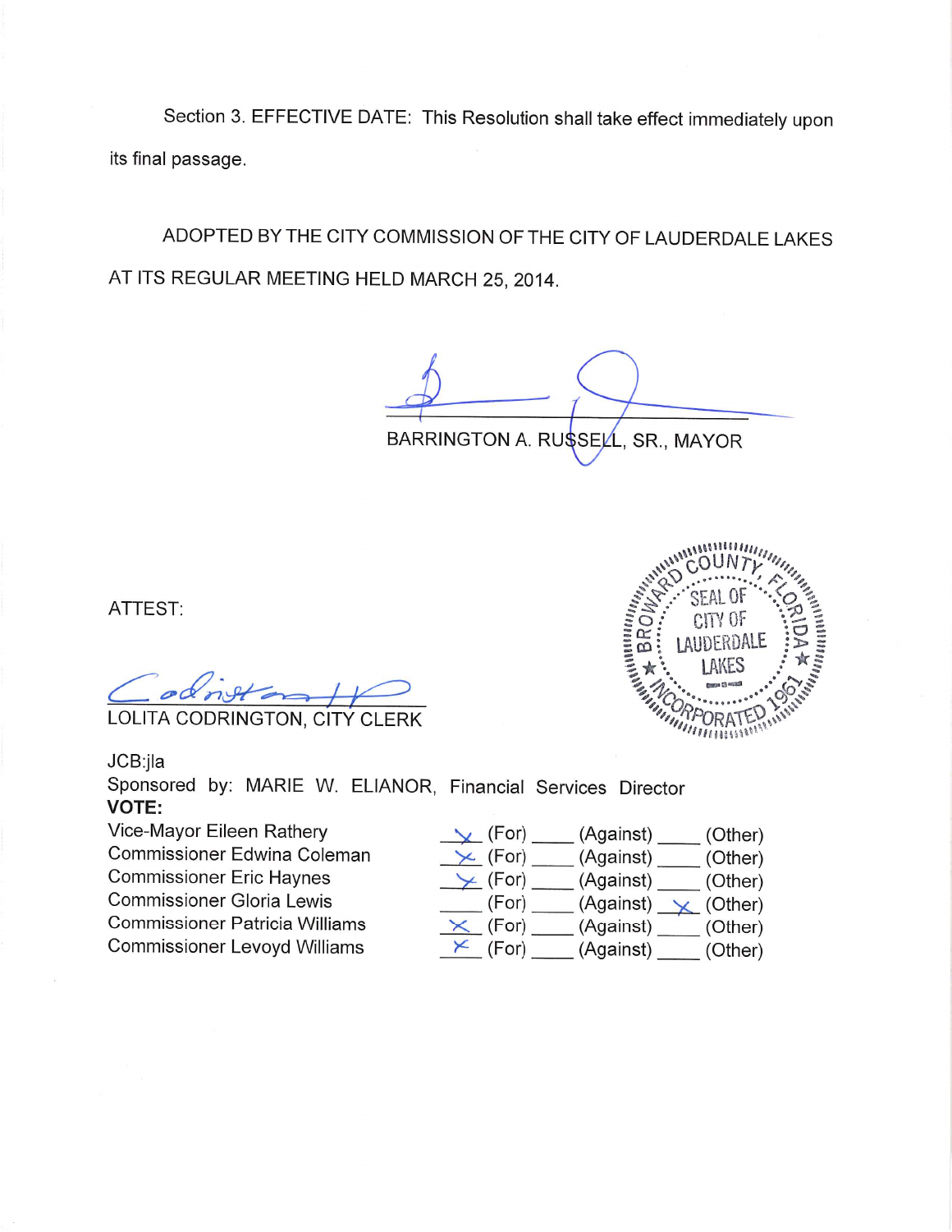Section 3. EFFECTIVE DATE: This Resolution shall take effect immediately upon its final passage.

ADOPTED BY THE CITY COMMISSION OF THE CITY OF LAUDERDALE LAKES AT ITS REGULAR MEETING HELD MARCH 25, 2014.

BARRINGTON A. RUSSELL, SR., MAYOR

ATTEST:

LOLITA CODRINGTON, CITY CLERK

JCB:jla

Sponsored by: MARIE W. ELIANOR, Financial Services Director

**VOTE:**

| | (For) | (Against) | (Other) |
|---|---|---|---|
| Vice-Mayor Eileen Rathery | X | | |
| Commissioner Edwina Coleman | X | | |
| Commissioner Eric Haynes | X | | |
| Commissioner Gloria Lewis | | | X |
| Commissioner Patricia Williams | X | | |
| Commissioner Levoyd Williams | X | | |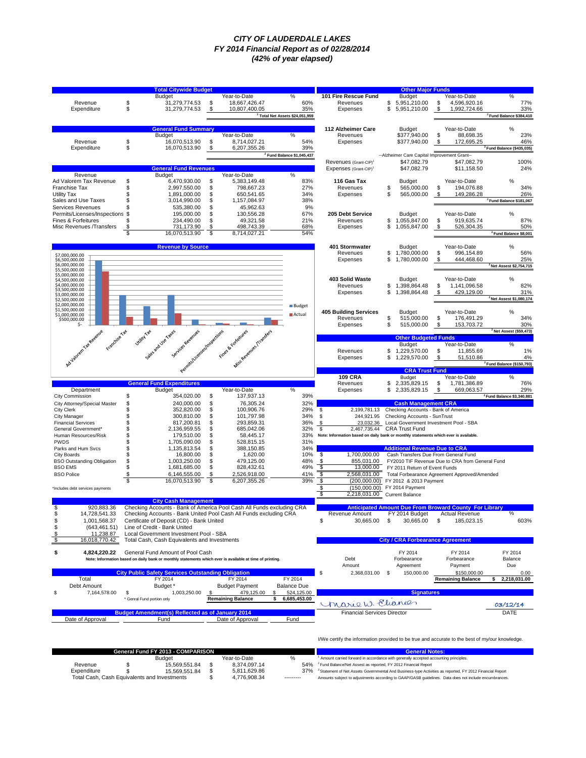# CITY OF LAUDERDALE LAKES
## FY 2014 Financial Report as of 02/28/2014
## (42% of year elapsed)

### Total Citywide Budget

| | Budget | Year-to-Date | % |
|---|---|---|---|
| Revenue | $ 31,279,774.53 | $ 18,667,426.47 | 60% |
| Expenditure | $ 31,279,774.53 | $ 10,807,400.05 | 35% |

[3] Total Net Assets $24,051,959

### General Fund Summary

| | Budget | Year-to-Date | % |
|---|---|---|---|
| Revenue | $ 16,070,513.90 | $ 8,714,027.21 | 54% |
| Expenditure | $ 16,070,513.90 | $ 6,207,355.26 | 39% |

[2] Fund Balance $1,045,437

### General Fund Revenues

| Revenue | Budget | Year-to-Date | % |
|---|---|---|---|
| Ad Valorem Tax Revenue | $ 6,470,930.00 | $ 5,383,149.48 | 83% |
| Franchise Tax | $ 2,997,550.00 | $ 798,667.23 | 27% |
| Utility Tax | $ 1,891,000.00 | $ 650,541.65 | 34% |
| Sales and Use Taxes | $ 3,014,990.00 | $ 1,157,084.97 | 38% |
| Services Revenues | $ 535,380.00 | $ 45,962.63 | 9% |
| Permits/Licenses/Inspections | $ 195,000.00 | $ 130,556.28 | 67% |
| Fines & Forfeitures | $ 234,490.00 | $ 49,321.58 | 21% |
| Misc Revenues /Transfers | $ 731,173.90 | $ 498,743.39 | 68% |
| | $ 16,070,513.90 | $ 8,714,027.21 | 54% |

### Revenue by Source

$7,000,000.00
$6,500,000.00
$6,000,000.00
$5,500,000.00
$5,000,000.00
$4,500,000.00
$4,000,000.00
$3,500,000.00
$3,000,000.00
$2,500,000.00
$2,000,000.00
$1,500,000.00
$1,000,000.00
$500,000.00
$-

Ad Valorem Tax Revenue, Franchise Tax, Utility Tax, Sales and Use Taxes, Services Revenues, Permits/Licenses/Inspections, Fines & Forfeitures, Misc Revenues /Transfers

Budget
Actual

### General Fund Expenditures

| Department | Budget | Year-to-Date | % |
|---|---|---|---|
| City Commission | $ 354,020.00 | $ 137,937.13 | 39% |
| City Attorney/Special Master | $ 240,000.00 | $ 76,305.24 | 32% |
| City Clerk | $ 352,820.00 | $ 100,906.76 | 29% |
| City Manager | $ 300,810.00 | $ 101,797.98 | 34% |
| Financial Services | $ 817,200.81 | $ 293,859.31 | 36% |
| General Government* | $ 2,136,959.55 | $ 685,042.06 | 32% |
| Human Resources/Risk | $ 179,510.00 | $ 58,445.17 | 33% |
| PWDS | $ 1,705,090.00 | $ 528,815.15 | 31% |
| Parks and Hum Svcs | $ 1,135,813.54 | $ 388,150.85 | 34% |
| City Boards | $ 16,800.00 | $ 1,620.00 | 10% |
| BSO Outstanding Obligation | $ 1,003,250.00 | $ 479,125.00 | 48% |
| BSO EMS | $ 1,681,685.00 | $ 828,432.61 | 49% |
| BSO Police | $ 6,146,555.00 | $ 2,526,918.00 | 41% |
| | $ 16,070,513.90 | $ 6,207,355.26 | 39% |

*Includes debt services payments

### City Cash Management

| | |
|---|---|
| $ 920,883.36 | Checking Accounts - Bank of America Pool Cash All Funds excluding CRA |
| $ 14,728,541.33 | Checking Accounts - Bank United Pool Cash All Funds excluding CRA |
| $ 1,001,568.37 | Certificate of Deposit (CD) - Bank United |
| $ (643,461.51) | Line of Credit - Bank United |
| $ 11,238.87 | Local Government Investment Pool - SBA |
| $ 16,018,770.42 | Total Cash, Cash Equivalents and Investments |

**$ 4,824,220.22** General Fund Amount of Pool Cash

Note: Information based on daily bank or monthly statements which ever is available at time of printing.

### City Public Safety Services Outstanding Obligation

| Total Debt Amount | FY 2014 Budget * | FY 2014 Budget Payment | FY 2014 Balance Due |
|---|---|---|---|
| $ 7,164,578.00 | $ 1,003,250.00 | $ 479,125.00 | $ 524,125.00 |
| | | Remaining Balance | $ 6,685,453.00 |

* Genral Fund portion only

### Budget Amendment(s) Reflected as of January 2014

| Date of Approval | Fund | Date of Approval | Fund |
|---|---|---|---|

### Other Major Funds

| 101 Fire Rescue Fund | Budget | Year-to-Date | % |
|---|---|---|---|
| Revenues | $ 5,951,210.00 | $ 4,596,920.16 | 77% |
| Expenses | $ 5,951,210.00 | $ 1,992,724.66 | 33% |

[2] Fund Balance $384,410

| 112 Alzheimer Care | Budget | Year-to-Date | % |
|---|---|---|---|
| Revenues | $377,940.00 | $ 88,698.35 | 23% |
| Expenses | $377,940.00 | $ 172,695.25 | 46% |

[2] Fund Balance ($435,035)

--Alzheimer Care Capital Improvement Grant--

| | | | |
|---|---|---|---|
| Revenues (Grant-CIP)[1] | $47,082.79 | $47,082.79 | 100% |
| Expenses (Grant-CIP)[1] | $47,082.79 | $11,158.50 | 24% |

| 116 Gas Tax | Budget | Year-to-Date | % |
|---|---|---|---|
| Revenues | $ 565,000.00 | $ 194,076.88 | 34% |
| Expenses | $ 565,000.00 | $ 149,286.28 | 26% |

[2] Fund Balance $181,067

| 205 Debt Service | Budget | Year-to-Date | % |
|---|---|---|---|
| Revenues | $ 1,055,847.00 | $ 919,635.74 | 87% |
| Expenses | $ 1,055,847.00 | $ 526,304.35 | 50% |

[2] Fund Balance $8,001

| 401 Stormwater | Budget | Year-to-Date | % |
|---|---|---|---|
| Revenues | $ 1,780,000.00 | $ 996,154.89 | 56% |
| Expenses | $ 1,780,000.00 | $ 444,468.60 | 25% |

[2] Net Assest $2,754,715

| 403 Solid Waste | Budget | Year-to-Date | % |
|---|---|---|---|
| Revenues | $ 1,398,864.48 | $ 1,141,096.58 | 82% |
| Expenses | $ 1,398,864.48 | $ 429,129.00 | 31% |

[2] Net Assest $1,080,174

| 405 Building Services | Budget | Year-to-Date | % |
|---|---|---|---|
| Revenues | $ 515,000.00 | $ 176,491.29 | 34% |
| Expenses | $ 515,000.00 | $ 153,703.72 | 30% |

[2] Net Assest ($59,473)

### Other Budgeted Funds

| | Budget | Year-to-Date | % |
|---|---|---|---|
| Revenues | $ 1,229,570.00 | $ 11,855.69 | 1% |
| Expenses | $ 1,229,570.00 | $ 51,510.86 | 4% |

[2] Fund Balance ($150,793)

### CRA Trust Fund

| 109 CRA | Budget | Year-to-Date | % |
|---|---|---|---|
| Revenues | $ 2,335,829.15 | $ 1,781,386.89 | 76% |
| Expenses | $ 2,335,829.15 | $ 669,063.57 | 29% |

[2] Fund Balance $3,340,881

### Cash Management CRA

| | |
|---|---|
| $ 2,199,781.13 | Checking Accounts - Bank of America |
| $ 244,921.95 | Checking Accounts - SunTrust |
| $ 23,032.36 | Local Government Investment Pool - SBA |
| $ 2,467,735.44 | CRA Trust Fund |

Note: Information based on daily bank or monthly statements which ever is available.

### Additional Revenue Due to CRA

| | |
|---|---|
| $ 1,700,000.00 | Cash Transfers Due From General Fund |
| $ 855,031.00 | FY2010 TIF Revenue Due to CRA from General Fund |
| $ 13,000.00 | FY 2011 Return of Event Funds |
| $ 2,568,031.00 | Total Forbearance Agreement Approved/Amended |
| $ (200,000.00) | FY 2012 & 2013 Payment |
| $ (150,000.00) | FY 2014 Payment |
| $ 2,218,031.00 | Current Balance |

### Anticipated Amount Due From Broward County For Library

| Revenue Amount | FY 2014 Budget | Actual Revenue | % |
|---|---|---|---|
| $ 30,665.00 | $ 30,665.00 | $ 185,023.15 | 603% |

### City / CRA Forbearance Agreement

| Debt Amount | FY 2014 Forbearance Agreement | FY 2014 Forbearance Payment | FY 2014 Balance Due |
|---|---|---|---|
| $ 2,368,031.00 | $ 150,000.00 | $150,000.00 | 0.00 |
| | | Remaining Balance | $ 2,218,031.00 |

### Signatures

Marie W. Elianor — 03/12/14

Financial Services Director — DATE

I/We certify the information provided to be true and accurate to the best of my/our knowledge.

### General Fund FY 2013 - COMPARISON

| | Budget | Year-to-Date | % |
|---|---|---|---|
| Revenue | $ 15,569,551.84 | $ 8,374,097.14 | 54% |
| Expenditure | $ 15,569,551.84 | $ 5,811,629.86 | 37% |
| Total Cash, Cash Equivalents and Investments | | $ 4,776,908.34 | --------- |

### General Notes:

[1] Amount carried forward in accordance with generally accepted accounting principles.
[2] Fund Balance/Net Assest as reported, FY 2012 Financial Report
[3] Statement of Net Assets Governmental And Business-type Activities as reported, FY 2012 Financial Report
Amounts subject to adjustments according to GAAP/GASB guidelines. Data does not include encumbrances.